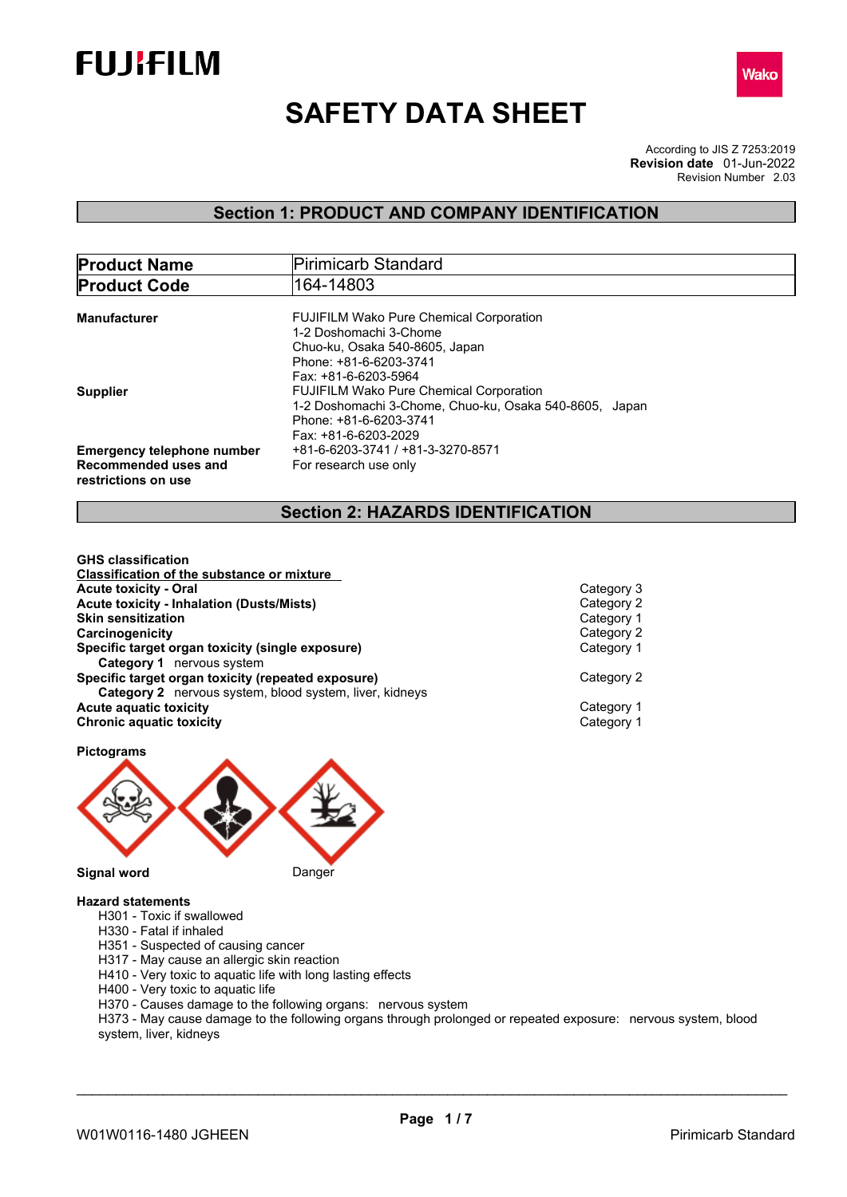# SAFETY DATA SHEET

According to JIS Z 7253:2019
**Revision date** 01-Jun-2022
Revision Number 2.03

## Section 1: PRODUCT AND COMPANY IDENTIFICATION

| **Product Name** | Pirimicarb Standard |
|---|---|
| **Product Code** | 164-14803 |

**Manufacturer**
FUJIFILM Wako Pure Chemical Corporation
1-2 Doshomachi 3-Chome
Chuo-ku, Osaka 540-8605, Japan
Phone: +81-6-6203-3741
Fax: +81-6-6203-5964

**Supplier**
FUJIFILM Wako Pure Chemical Corporation
1-2 Doshomachi 3-Chome, Chuo-ku, Osaka 540-8605, Japan
Phone: +81-6-6203-3741
Fax: +81-6-6203-2029

**Emergency telephone number** +81-6-6203-3741 / +81-3-3270-8571

**Recommended uses and restrictions on use** For research use only

## Section 2: HAZARDS IDENTIFICATION

**GHS classification**

**Classification of the substance or mixture**

| | |
|---|---|
| **Acute toxicity - Oral** | Category 3 |
| **Acute toxicity - Inhalation (Dusts/Mists)** | Category 2 |
| **Skin sensitization** | Category 1 |
| **Carcinogenicity** | Category 2 |
| **Specific target organ toxicity (single exposure)** | Category 1 |
| **Category 1** nervous system | |
| **Specific target organ toxicity (repeated exposure)** | Category 2 |
| **Category 2** nervous system, blood system, liver, kidneys | |
| **Acute aquatic toxicity** | Category 1 |
| **Chronic aquatic toxicity** | Category 1 |

**Pictograms**

**Signal word** Danger

**Hazard statements**

H301 - Toxic if swallowed
H330 - Fatal if inhaled
H351 - Suspected of causing cancer
H317 - May cause an allergic skin reaction
H410 - Very toxic to aquatic life with long lasting effects
H400 - Very toxic to aquatic life
H370 - Causes damage to the following organs: nervous system
H373 - May cause damage to the following organs through prolonged or repeated exposure: nervous system, blood system, liver, kidneys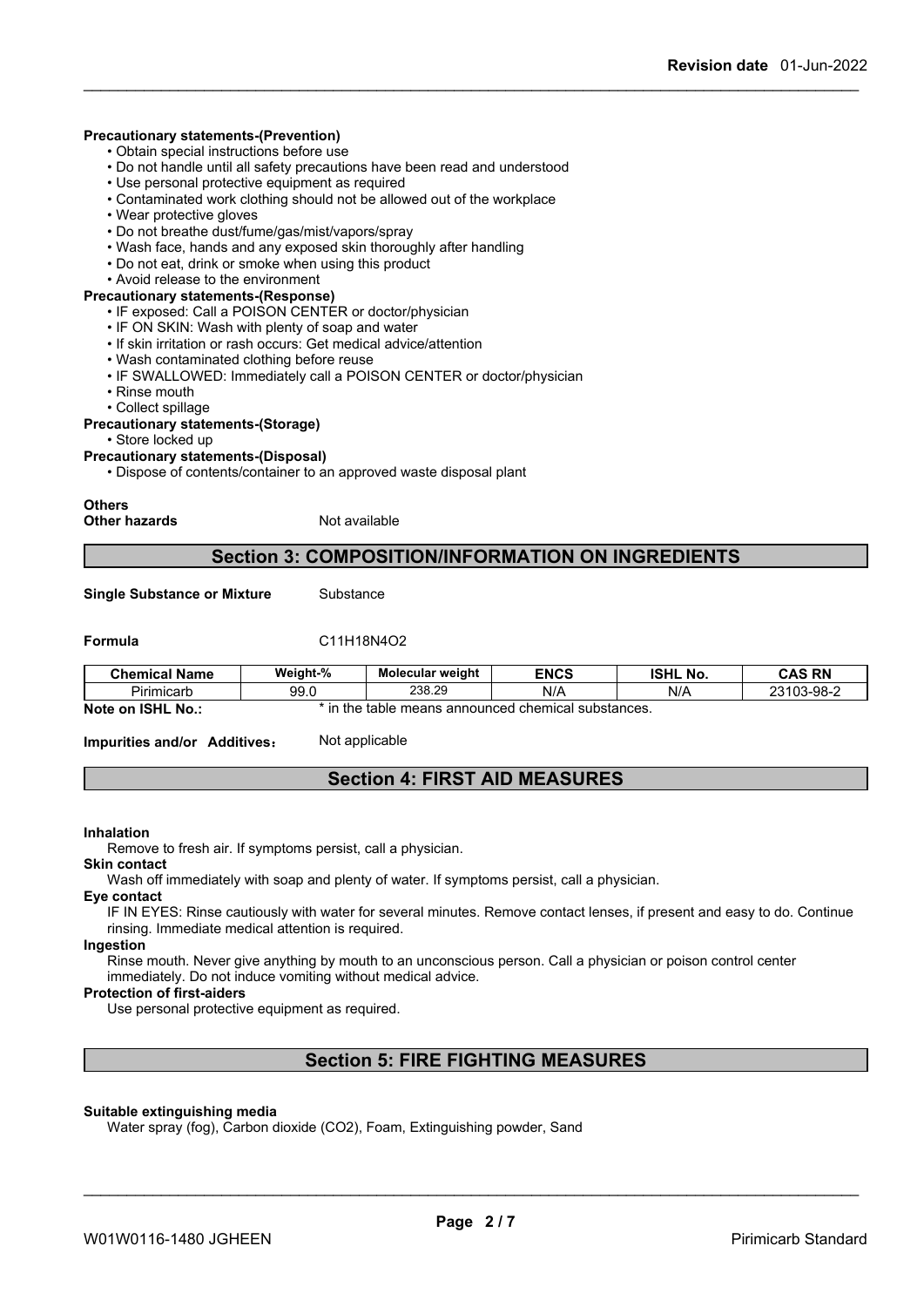**Precautionary statements-(Prevention)**

- Obtain special instructions before use
- Do not handle until all safety precautions have been read and understood
- Use personal protective equipment as required
- Contaminated work clothing should not be allowed out of the workplace
- Wear protective gloves
- Do not breathe dust/fume/gas/mist/vapors/spray
- Wash face, hands and any exposed skin thoroughly after handling
- Do not eat, drink or smoke when using this product
- Avoid release to the environment

**Precautionary statements-(Response)**

- IF exposed: Call a POISON CENTER or doctor/physician
- IF ON SKIN: Wash with plenty of soap and water
- If skin irritation or rash occurs: Get medical advice/attention
- Wash contaminated clothing before reuse
- IF SWALLOWED: Immediately call a POISON CENTER or doctor/physician
- Rinse mouth
- Collect spillage

**Precautionary statements-(Storage)**

- Store locked up

**Precautionary statements-(Disposal)**

- Dispose of contents/container to an approved waste disposal plant

**Others**

**Other hazards** Not available

## Section 3: COMPOSITION/INFORMATION ON INGREDIENTS

**Single Substance or Mixture** Substance

**Formula** $C_{11}H_{18}N_4O_2$

| Chemical Name | Weight-% | Molecular weight | ENCS | ISHL No. | CAS RN |
|---|---|---|---|---|---|
| Pirimicarb | 99.0 | 238.29 | N/A | N/A | 23103-98-2 |

**Note on ISHL No.:** * in the table means announced chemical substances.

**Impurities and/or Additives:** Not applicable

## Section 4: FIRST AID MEASURES

**Inhalation**

Remove to fresh air. If symptoms persist, call a physician.

**Skin contact**

Wash off immediately with soap and plenty of water. If symptoms persist, call a physician.

**Eye contact**

IF IN EYES: Rinse cautiously with water for several minutes. Remove contact lenses, if present and easy to do. Continue rinsing. Immediate medical attention is required.

**Ingestion**

Rinse mouth. Never give anything by mouth to an unconscious person. Call a physician or poison control center immediately. Do not induce vomiting without medical advice.

**Protection of first-aiders**

Use personal protective equipment as required.

## Section 5: FIRE FIGHTING MEASURES

**Suitable extinguishing media**

Water spray (fog), Carbon dioxide ($CO_2$), Foam, Extinguishing powder, Sand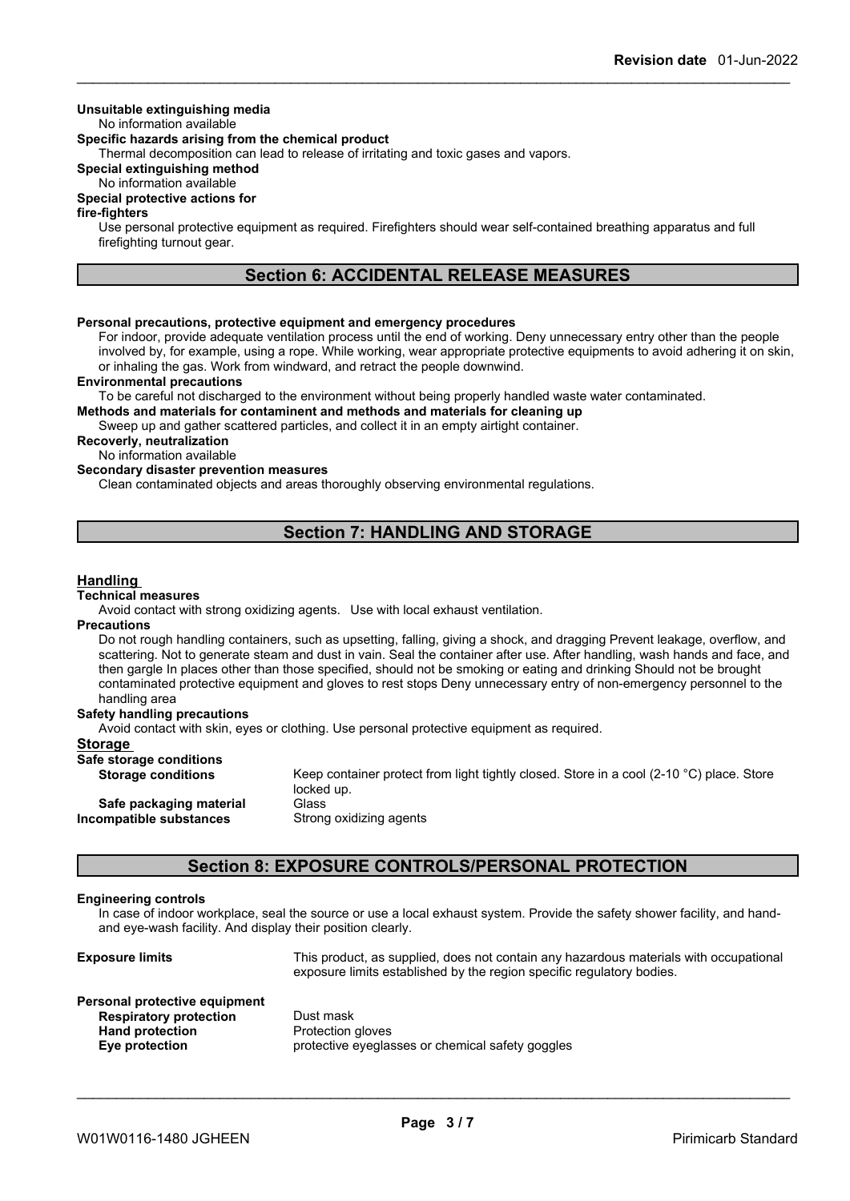**Unsuitable extinguishing media**

No information available

**Specific hazards arising from the chemical product**

Thermal decomposition can lead to release of irritating and toxic gases and vapors.

**Special extinguishing method**

No information available

**Special protective actions for fire-fighters**

Use personal protective equipment as required. Firefighters should wear self-contained breathing apparatus and full firefighting turnout gear.

## Section 6: ACCIDENTAL RELEASE MEASURES

**Personal precautions, protective equipment and emergency procedures**

For indoor, provide adequate ventilation process until the end of working. Deny unnecessary entry other than the people involved by, for example, using a rope. While working, wear appropriate protective equipments to avoid adhering it on skin, or inhaling the gas. Work from windward, and retract the people downwind.

**Environmental precautions**

To be careful not discharged to the environment without being properly handled waste water contaminated.

**Methods and materials for contaminent and methods and materials for cleaning up**

Sweep up and gather scattered particles, and collect it in an empty airtight container.

**Recoverly, neutralization**

No information available

**Secondary disaster prevention measures**

Clean contaminated objects and areas thoroughly observing environmental regulations.

## Section 7: HANDLING AND STORAGE

### Handling

**Technical measures**

Avoid contact with strong oxidizing agents. Use with local exhaust ventilation.

**Precautions**

Do not rough handling containers, such as upsetting, falling, giving a shock, and dragging Prevent leakage, overflow, and scattering. Not to generate steam and dust in vain. Seal the container after use. After handling, wash hands and face, and then gargle In places other than those specified, should not be smoking or eating and drinking Should not be brought contaminated protective equipment and gloves to rest stops Deny unnecessary entry of non-emergency personnel to the handling area

**Safety handling precautions**

Avoid contact with skin, eyes or clothing. Use personal protective equipment as required.

### Storage

**Safe storage conditions**

| | |
|---|---|
| **Storage conditions** | Keep container protect from light tightly closed. Store in a cool (2-10 °C) place. Store locked up. |
| **Safe packaging material** | Glass |
| **Incompatible substances** | Strong oxidizing agents |

## Section 8: EXPOSURE CONTROLS/PERSONAL PROTECTION

**Engineering controls**

In case of indoor workplace, seal the source or use a local exhaust system. Provide the safety shower facility, and hand- and eye-wash facility. And display their position clearly.

| | |
|---|---|
| **Exposure limits** | This product, as supplied, does not contain any hazardous materials with occupational exposure limits established by the region specific regulatory bodies. |

**Personal protective equipment**

| | |
|---|---|
| **Respiratory protection** | Dust mask |
| **Hand protection** | Protection gloves |
| **Eye protection** | protective eyeglasses or chemical safety goggles |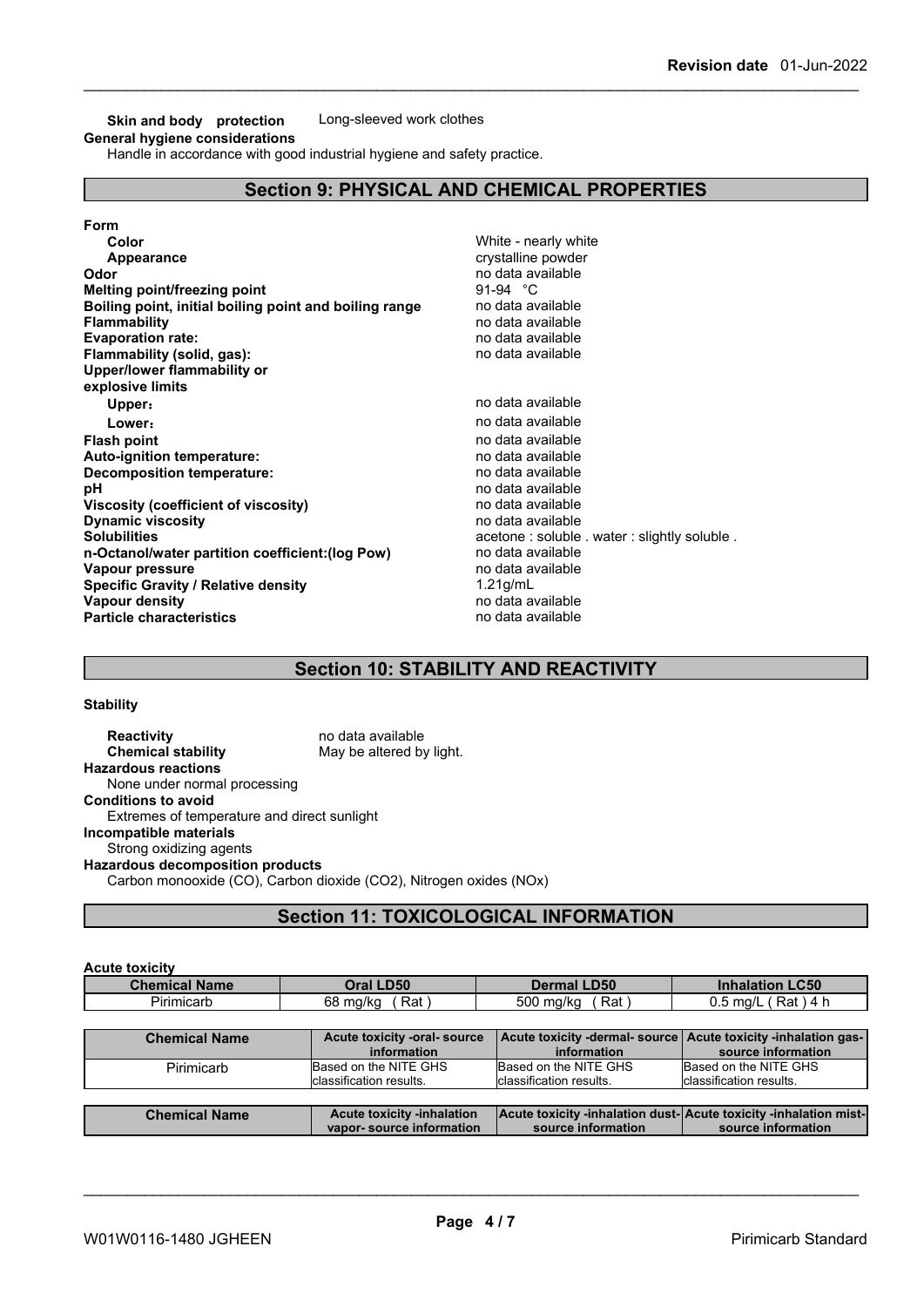**Skin and body protection** Long-sleeved work clothes

**General hygiene considerations**

Handle in accordance with good industrial hygiene and safety practice.

## Section 9: PHYSICAL AND CHEMICAL PROPERTIES

**Form**

| | |
|---|---|
| **Color** | White - nearly white |
| **Appearance** | crystalline powder |
| **Odor** | no data available |
| **Melting point/freezing point** | 91-94 °C |
| **Boiling point, initial boiling point and boiling range** | no data available |
| **Flammability** | no data available |
| **Evaporation rate:** | no data available |
| **Flammability (solid, gas):** | no data available |
| **Upper/lower flammability or explosive limits** | |
| **Upper:** | no data available |
| **Lower:** | no data available |
| **Flash point** | no data available |
| **Auto-ignition temperature:** | no data available |
| **Decomposition temperature:** | no data available |
| **pH** | no data available |
| **Viscosity (coefficient of viscosity)** | no data available |
| **Dynamic viscosity** | no data available |
| **Solubilities** | acetone : soluble . water : slightly soluble . |
| **n-Octanol/water partition coefficient:(log Pow)** | no data available |
| **Vapour pressure** | no data available |
| **Specific Gravity / Relative density** | 1.21g/mL |
| **Vapour density** | no data available |
| **Particle characteristics** | no data available |

## Section 10: STABILITY AND REACTIVITY

**Stability**

**Reactivity** no data available

**Chemical stability** May be altered by light.

**Hazardous reactions**

None under normal processing

**Conditions to avoid**

Extremes of temperature and direct sunlight

**Incompatible materials**

Strong oxidizing agents

**Hazardous decomposition products**

Carbon monooxide (CO), Carbon dioxide ($CO_2$), Nitrogen oxides (NOx)

## Section 11: TOXICOLOGICAL INFORMATION

**Acute toxicity**

| Chemical Name | Oral LD50 | Dermal LD50 | Inhalation LC50 |
|---|---|---|---|
| Pirimicarb | 68 mg/kg ( Rat ) | 500 mg/kg ( Rat ) | 0.5 mg/L ( Rat ) 4 h |

| Chemical Name | Acute toxicity -oral- source information | Acute toxicity -dermal- source information | Acute toxicity -inhalation gas- source information |
|---|---|---|---|
| Pirimicarb | Based on the NITE GHS classification results. | Based on the NITE GHS classification results. | Based on the NITE GHS classification results. |

| Chemical Name | Acute toxicity -inhalation vapor- source information | Acute toxicity -inhalation dust- source information | Acute toxicity -inhalation mist- source information |
|---|---|---|---|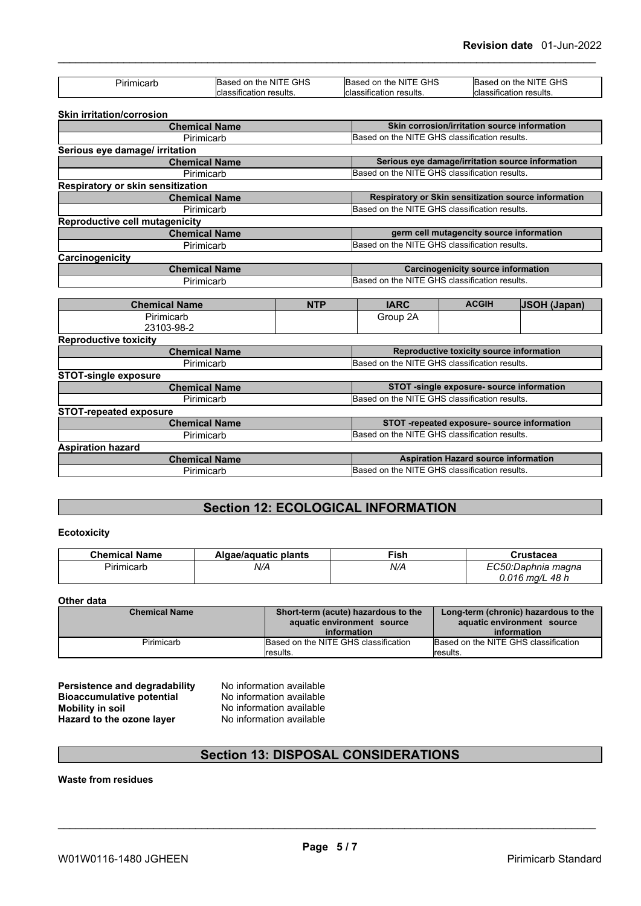| Pirimicarb | Based on the NITE GHS classification results. | Based on the NITE GHS classification results. | Based on the NITE GHS classification results. |
|---|---|---|---|

**Skin irritation/corrosion**

| Chemical Name | Skin corrosion/irritation source information |
|---|---|
| Pirimicarb | Based on the NITE GHS classification results. |

**Serious eye damage/ irritation**

| Chemical Name | Serious eye damage/irritation source information |
|---|---|
| Pirimicarb | Based on the NITE GHS classification results. |

**Respiratory or skin sensitization**

| Chemical Name | Respiratory or Skin sensitization source information |
|---|---|
| Pirimicarb | Based on the NITE GHS classification results. |

**Reproductive cell mutagenicity**

| Chemical Name | germ cell mutagencity source information |
|---|---|
| Pirimicarb | Based on the NITE GHS classification results. |

**Carcinogenicity**

| Chemical Name | Carcinogenicity source information |
|---|---|
| Pirimicarb | Based on the NITE GHS classification results. |

| Chemical Name | NTP | IARC | ACGIH | JSOH (Japan) |
|---|---|---|---|---|
| Pirimicarb 23103-98-2 | | Group 2A | | |

**Reproductive toxicity**

| Chemical Name | Reproductive toxicity source information |
|---|---|
| Pirimicarb | Based on the NITE GHS classification results. |

**STOT-single exposure**

| Chemical Name | STOT -single exposure- source information |
|---|---|
| Pirimicarb | Based on the NITE GHS classification results. |

**STOT-repeated exposure**

| Chemical Name | STOT -repeated exposure- source information |
|---|---|
| Pirimicarb | Based on the NITE GHS classification results. |

**Aspiration hazard**

| Chemical Name | Aspiration Hazard source information |
|---|---|
| Pirimicarb | Based on the NITE GHS classification results. |

## Section 12: ECOLOGICAL INFORMATION

**Ecotoxicity**

| Chemical Name | Algae/aquatic plants | Fish | Crustacea |
|---|---|---|---|
| Pirimicarb | *N/A* | *N/A* | *EC50:Daphnia magna 0.016 mg/L 48 h* |

**Other data**

| Chemical Name | Short-term (acute) hazardous to the aquatic environment source information | Long-term (chronic) hazardous to the aquatic environment source information |
|---|---|---|
| Pirimicarb | Based on the NITE GHS classification results. | Based on the NITE GHS classification results. |

**Persistence and degradability** No information available
**Bioaccumulative potential** No information available
**Mobility in soil** No information available
**Hazard to the ozone layer** No information available

## Section 13: DISPOSAL CONSIDERATIONS

**Waste from residues**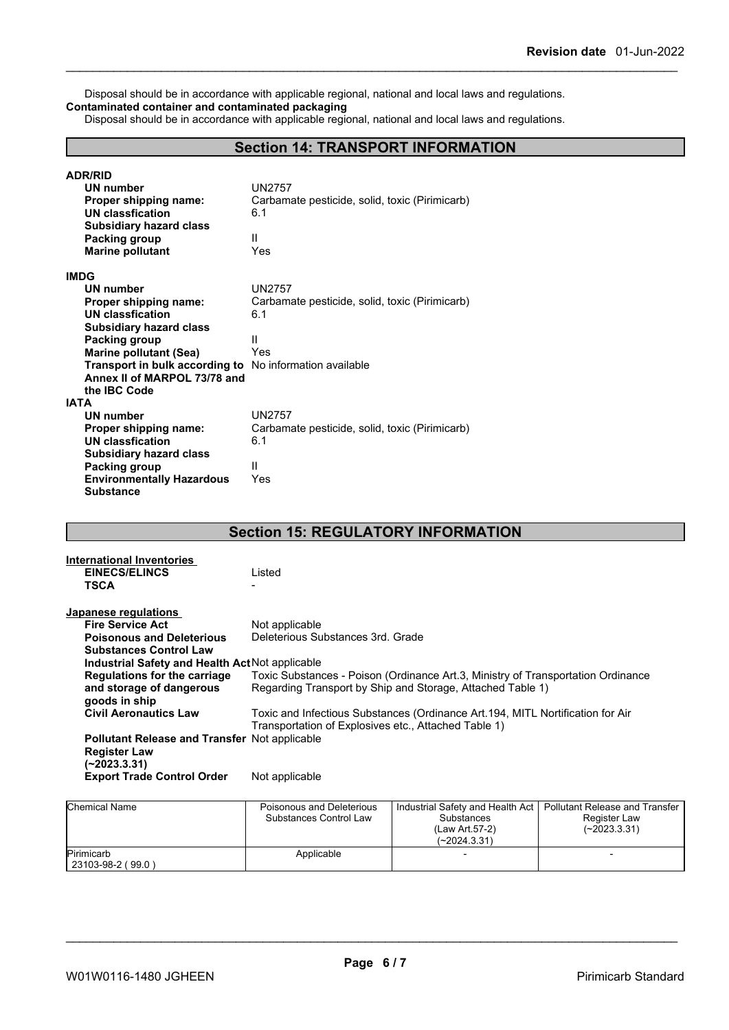Disposal should be in accordance with applicable regional, national and local laws and regulations.

**Contaminated container and contaminated packaging**

Disposal should be in accordance with applicable regional, national and local laws and regulations.

## Section 14: TRANSPORT INFORMATION

**ADR/RID**

| | |
|---|---|
| **UN number** | UN2757 |
| **Proper shipping name:** | Carbamate pesticide, solid, toxic (Pirimicarb) |
| **UN classfication** | 6.1 |
| **Subsidiary hazard class** | |
| **Packing group** | II |
| **Marine pollutant** | Yes |

**IMDG**

| | |
|---|---|
| **UN number** | UN2757 |
| **Proper shipping name:** | Carbamate pesticide, solid, toxic (Pirimicarb) |
| **UN classfication** | 6.1 |
| **Subsidiary hazard class** | |
| **Packing group** | II |
| **Marine pollutant (Sea)** | Yes |
| **Transport in bulk according to Annex II of MARPOL 73/78 and the IBC Code** | No information available |

**IATA**

| | |
|---|---|
| **UN number** | UN2757 |
| **Proper shipping name:** | Carbamate pesticide, solid, toxic (Pirimicarb) |
| **UN classfication** | 6.1 |
| **Subsidiary hazard class** | |
| **Packing group** | II |
| **Environmentally Hazardous Substance** | Yes |

## Section 15: REGULATORY INFORMATION

**International Inventories**

| | |
|---|---|
| **EINECS/ELINCS** | Listed |
| **TSCA** | - |

**Japanese regulations**

| | |
|---|---|
| **Fire Service Act** | Not applicable |
| **Poisonous and Deleterious Substances Control Law** | Deleterious Substances 3rd. Grade |
| **Industrial Safety and Health Act** | Not applicable |
| **Regulations for the carriage and storage of dangerous goods in ship** | Toxic Substances - Poison (Ordinance Art.3, Ministry of Transportation Ordinance Regarding Transport by Ship and Storage, Attached Table 1) |
| **Civil Aeronautics Law** | Toxic and Infectious Substances (Ordinance Art.194, MITL Nortification for Air Transportation of Explosives etc., Attached Table 1) |
| **Pollutant Release and Transfer Register Law (~2023.3.31)** | Not applicable |
| **Export Trade Control Order** | Not applicable |

| Chemical Name | Poisonous and Deleterious Substances Control Law | Industrial Safety and Health Act Substances (Law Art.57-2) (~2024.3.31) | Pollutant Release and Transfer Register Law (~2023.3.31) |
|---|---|---|---|
| Pirimicarb 23103-98-2 ( 99.0 ) | Applicable | - | - |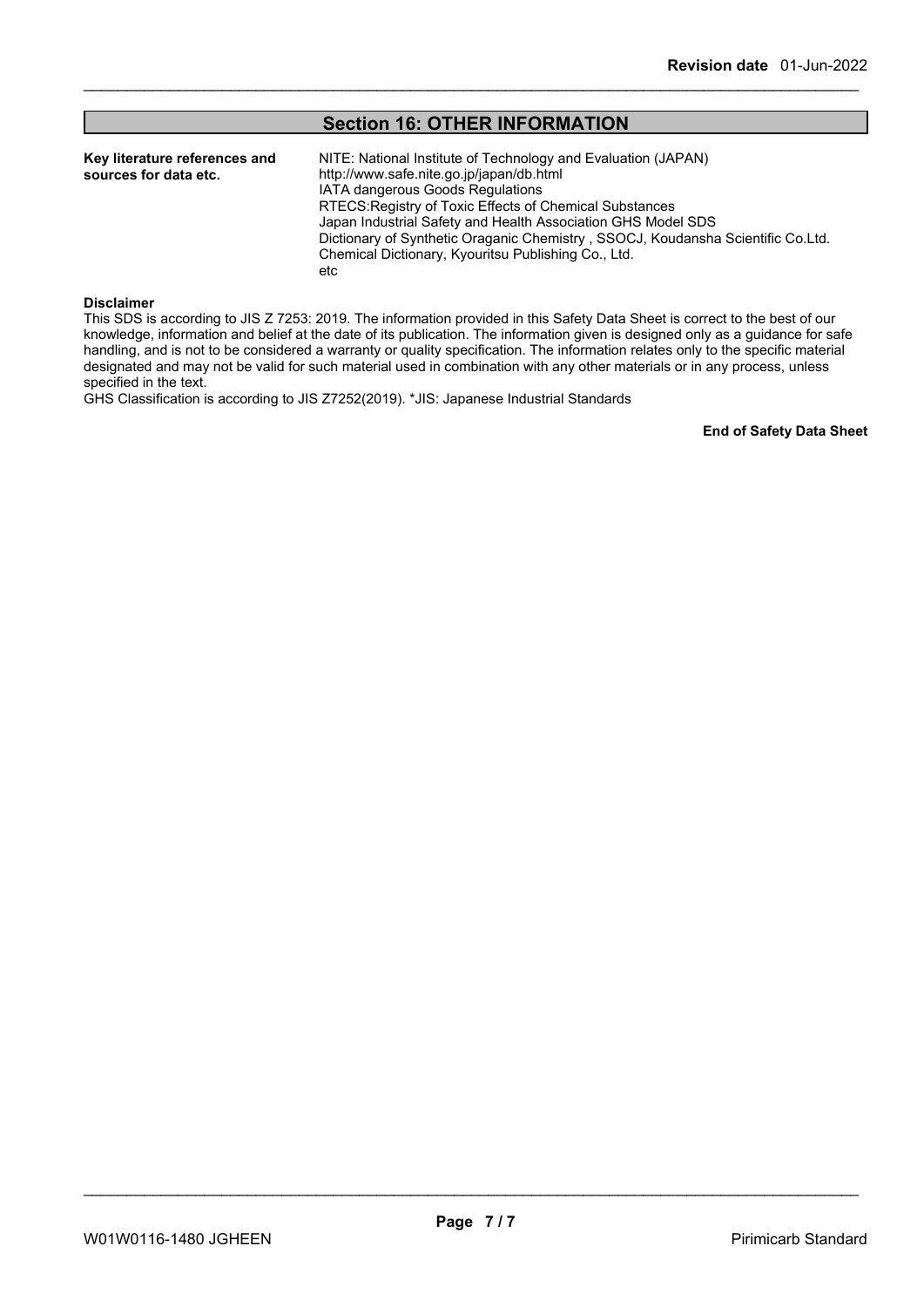## Section 16: OTHER INFORMATION

**Key literature references and sources for data etc.**

NITE: National Institute of Technology and Evaluation (JAPAN)
http://www.safe.nite.go.jp/japan/db.html
IATA dangerous Goods Regulations
RTECS:Registry of Toxic Effects of Chemical Substances
Japan Industrial Safety and Health Association GHS Model SDS
Dictionary of Synthetic Oraganic Chemistry , SSOCJ, Koudansha Scientific Co.Ltd.
Chemical Dictionary, Kyouritsu Publishing Co., Ltd.
etc

**Disclaimer**

This SDS is according to JIS Z 7253: 2019. The information provided in this Safety Data Sheet is correct to the best of our knowledge, information and belief at the date of its publication. The information given is designed only as a guidance for safe handling, and is not to be considered a warranty or quality specification. The information relates only to the specific material designated and may not be valid for such material used in combination with any other materials or in any process, unless specified in the text.

GHS Classification is according to JIS Z7252(2019). *JIS: Japanese Industrial Standards

**End of Safety Data Sheet**